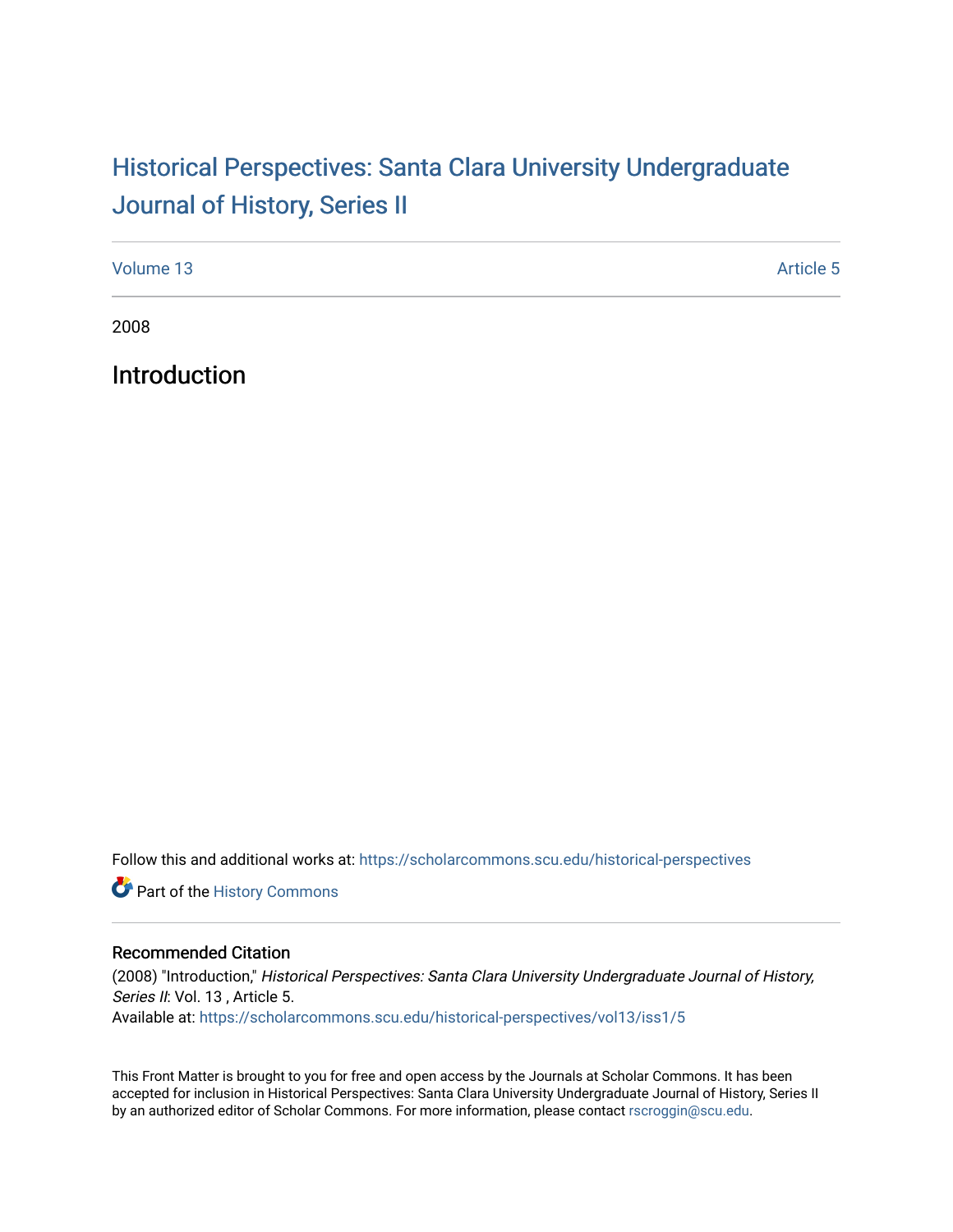# Historical Perspectives: Santa Clara University Undergraduate Journal of History, Series II

Volume 13 Article 5

2008

## Introduction

Follow this and additional works at: https://scholarcommons.scu.edu/historical-perspectives

Part of the History Commons

### Recommended Citation

(2008) "Introduction," *Historical Perspectives: Santa Clara University Undergraduate Journal of History, Series II*: Vol. 13 , Article 5.
Available at: https://scholarcommons.scu.edu/historical-perspectives/vol13/iss1/5

This Front Matter is brought to you for free and open access by the Journals at Scholar Commons. It has been accepted for inclusion in Historical Perspectives: Santa Clara University Undergraduate Journal of History, Series II by an authorized editor of Scholar Commons. For more information, please contact rscroggin@scu.edu.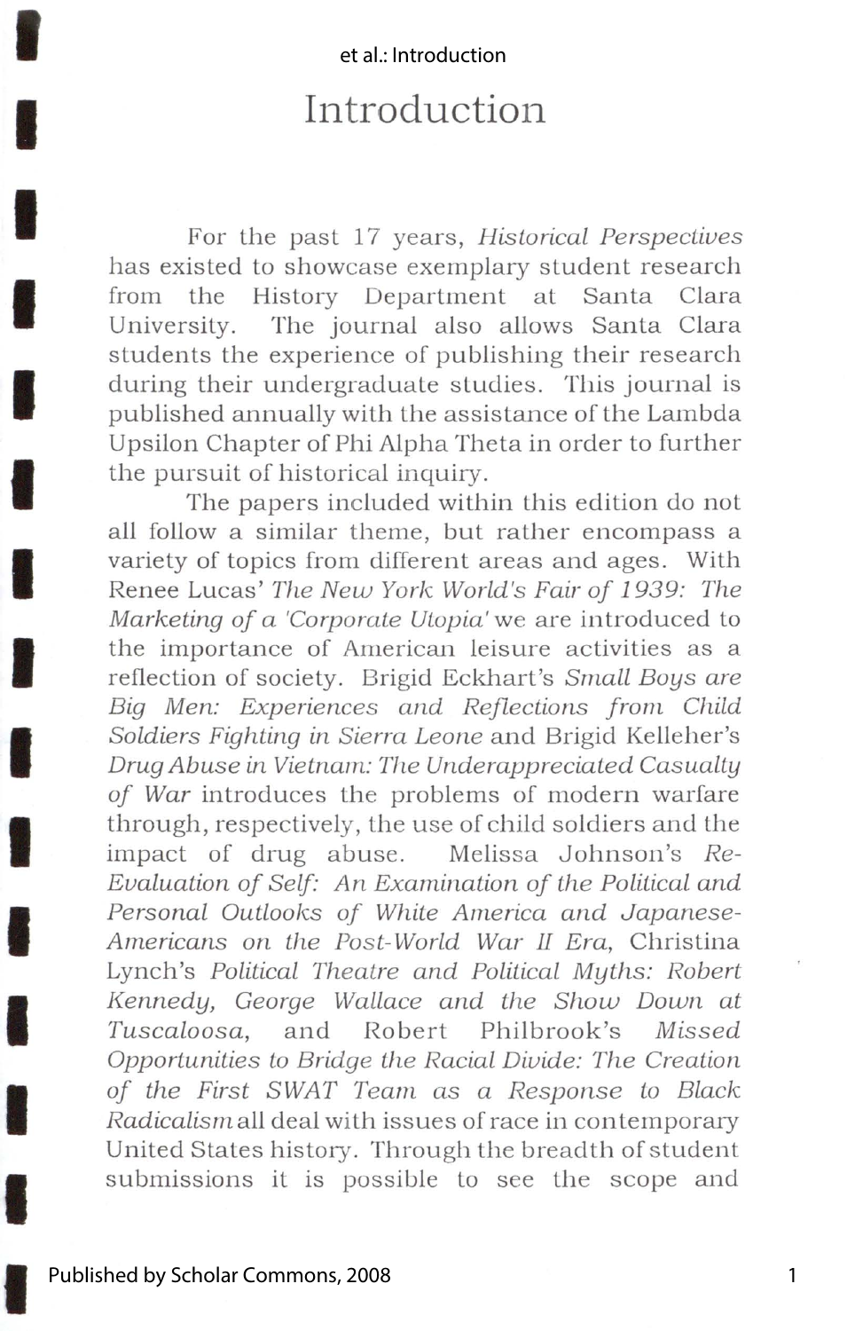# Introduction

For the past 17 years, *Historical Perspectives* has existed to showcase exemplary student research from the History Department at Santa Clara University. The journal also allows Santa Clara students the experience of publishing their research during their undergraduate studies. This journal is published annually with the assistance of the Lambda Upsilon Chapter of Phi Alpha Theta in order to further the pursuit of historical inquiry.

The papers included within this edition do not all follow a similar theme, but rather encompass a variety of topics from different areas and ages. With Renee Lucas' *The New York World's Fair of 1939: The Marketing of a 'Corporate Utopia'* we are introduced to the importance of American leisure activities as a reflection of society. Brigid Eckhart's *Small Boys are Big Men: Experiences and Reflections from Child Soldiers Fighting in Sierra Leone* and Brigid Kelleher's *Drug Abuse in Vietnam: The Underappreciated Casualty of War* introduces the problems of modern warfare through, respectively, the use of child soldiers and the impact of drug abuse. Melissa Johnson's *Re-Evaluation of Self: An Examination of the Political and Personal Outlooks of White America and Japanese-Americans on the Post-World War II Era*, Christina Lynch's *Political Theatre and Political Myths: Robert Kennedy, George Wallace and the Show Down at Tuscaloosa*, and Robert Philbrook's *Missed Opportunities to Bridge the Racial Divide: The Creation of the First SWAT Team as a Response to Black Radicalism* all deal with issues of race in contemporary United States history. Through the breadth of student submissions it is possible to see the scope and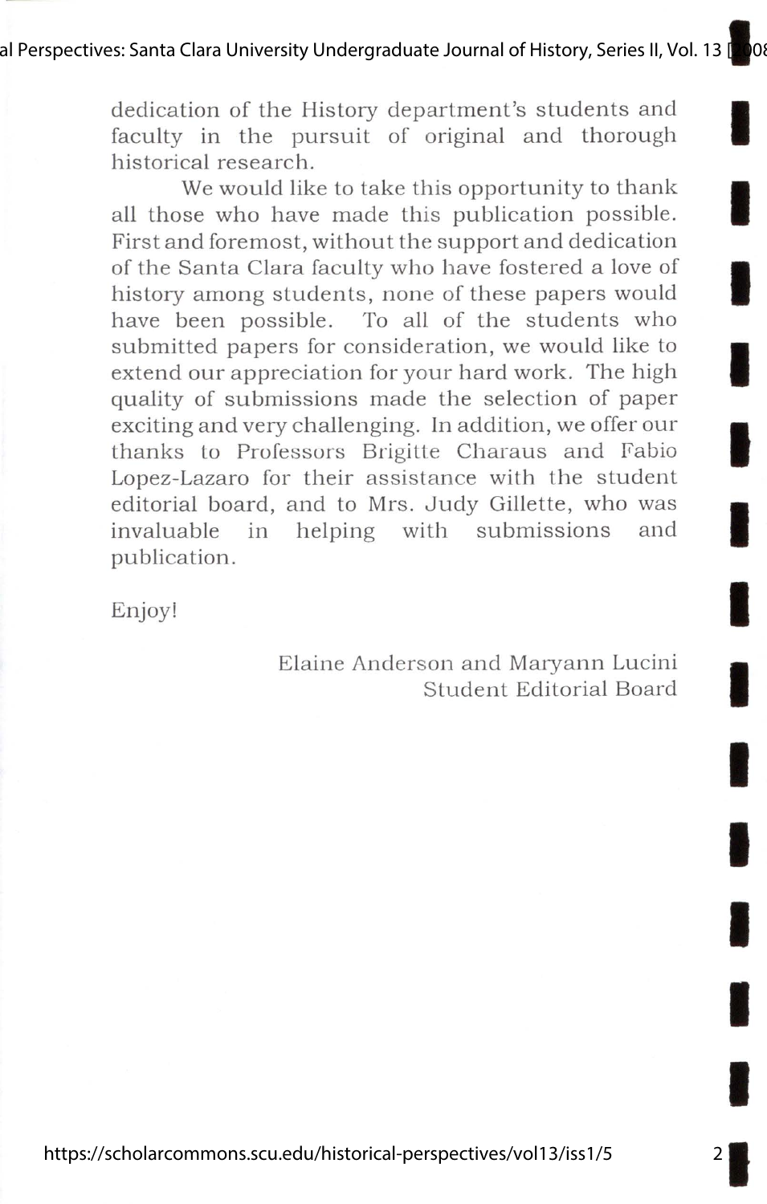dedication of the History department's students and faculty in the pursuit of original and thorough historical research.

We would like to take this opportunity to thank all those who have made this publication possible. First and foremost, without the support and dedication of the Santa Clara faculty who have fostered a love of history among students, none of these papers would have been possible. To all of the students who submitted papers for consideration, we would like to extend our appreciation for your hard work. The high quality of submissions made the selection of paper exciting and very challenging. In addition, we offer our thanks to Professors Brigitte Charaus and Fabio Lopez-Lazaro for their assistance with the student editorial board, and to Mrs. Judy Gillette, who was invaluable in helping with submissions and publication.

Enjoy!

Elaine Anderson and Maryann Lucini
Student Editorial Board